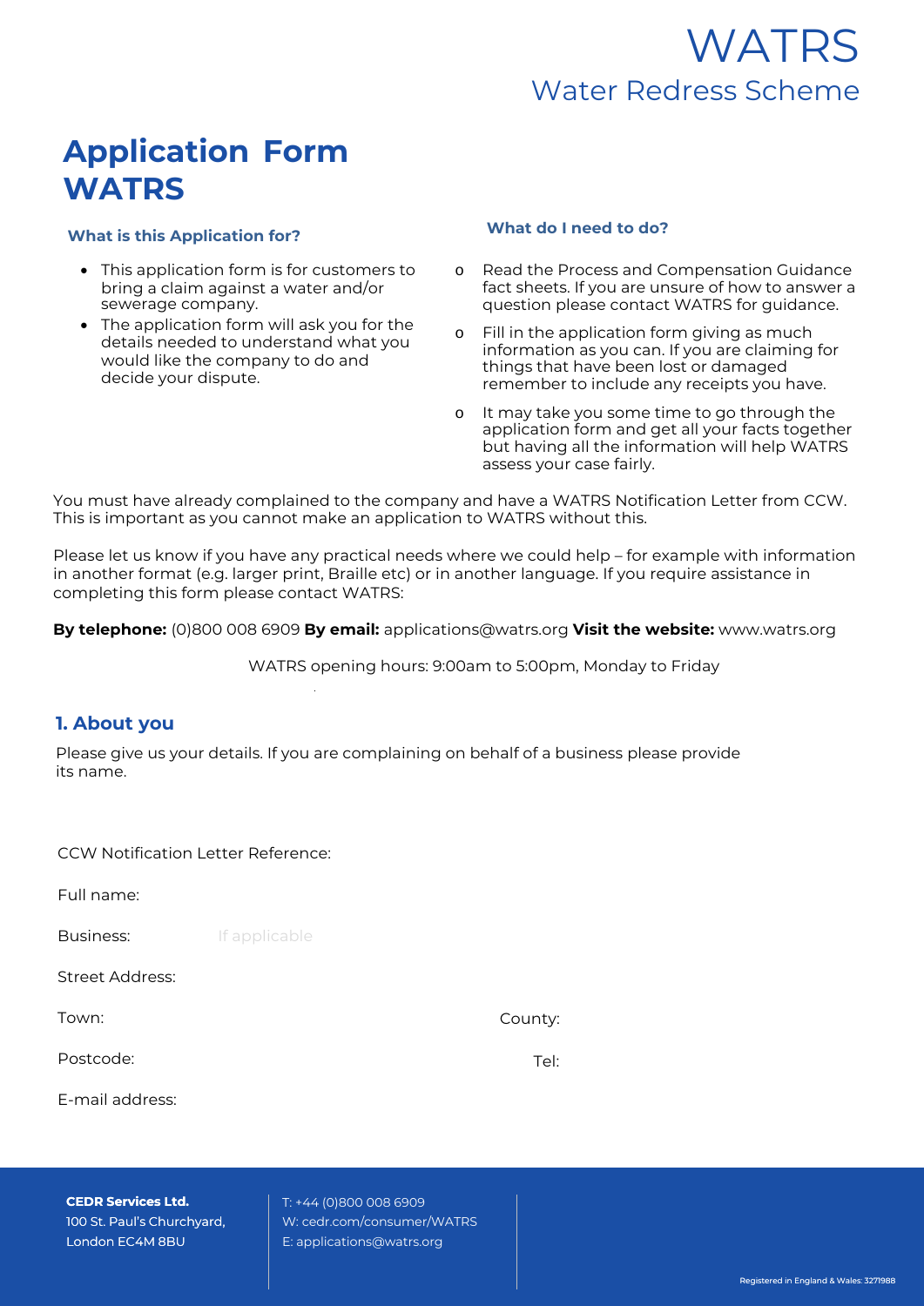WATRS

Water Redress Scheme

# Application Form WATRS

### What is this Application for?

- This application form is for customers to bring a claim against a water and/or sewerage company.
- The application form will ask you for the details needed to understand what you would like the company to do and decide your dispute.

### What do I need to do?

- Read the Process and Compensation Guidance fact sheets. If you are unsure of how to answer a question please contact WATRS for guidance.
- Fill in the application form giving as much information as you can. If you are claiming for things that have been lost or damaged remember to include any receipts you have.
- It may take you some time to go through the application form and get all your facts together but having all the information will help WATRS assess your case fairly.

You must have already complained to the company and have a WATRS Notification Letter from CCW. This is important as you cannot make an application to WATRS without this.

Please let us know if you have any practical needs where we could help – for example with information in another format (e.g. larger print, Braille etc) or in another language. If you require assistance in completing this form please contact WATRS:

**By telephone:** (0)800 008 6909 **By email:** applications@watrs.org **Visit the website:** www.watrs.org

WATRS opening hours: 9:00am to 5:00pm, Monday to Friday

## 1. About you

Please give us your details. If you are complaining on behalf of a business please provide its name.

CCW Notification Letter Reference:

Full name:

Business: If applicable

Street Address:

Town: County:

Postcode: Tel:

E-mail address:

**CEDR Services Ltd.**
100 St. Paul's Churchyard,
London EC4M 8BU

T: +44 (0)800 008 6909
W: cedr.com/consumer/WATRS
E: applications@watrs.org

Registered in England & Wales: 3271988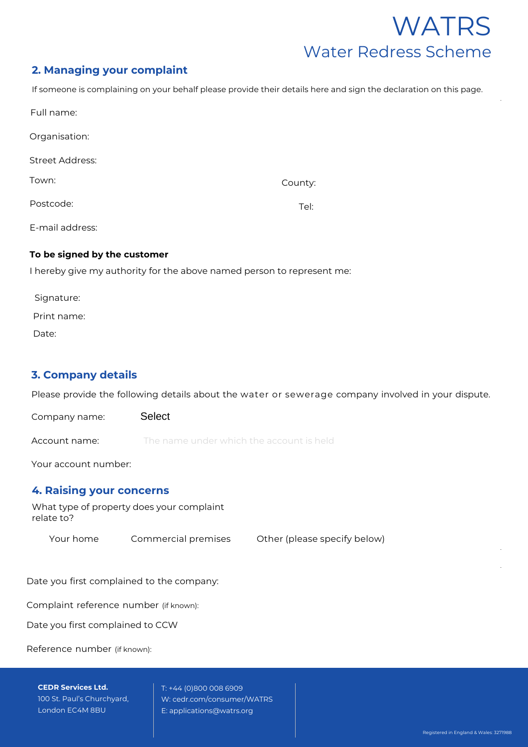# WATRS

Water Redress Scheme

## 2. Managing your complaint

If someone is complaining on your behalf please provide their details here and sign the declaration on this page.

Full name:

Organisation:

Street Address:

Town: County:

Postcode: Tel:

E-mail address:

**To be signed by the customer**

I hereby give my authority for the above named person to represent me:

Signature:

Print name:

Date:

## 3. Company details

Please provide the following details about the water or sewerage company involved in your dispute.

Company name: Select

Account name: The name under which the account is held

Your account number:

## 4. Raising your concerns

What type of property does your complaint relate to?

Your home Commercial premises Other (please specify below)

Date you first complained to the company:

Complaint reference number (if known):

Date you first complained to CCW

Reference number (if known):

**CEDR Services Ltd.**
100 St. Paul's Churchyard,
London EC4M 8BU

T: +44 (0)800 008 6909
W: cedr.com/consumer/WATRS
E: applications@watrs.org

Registered in England & Wales: 3271988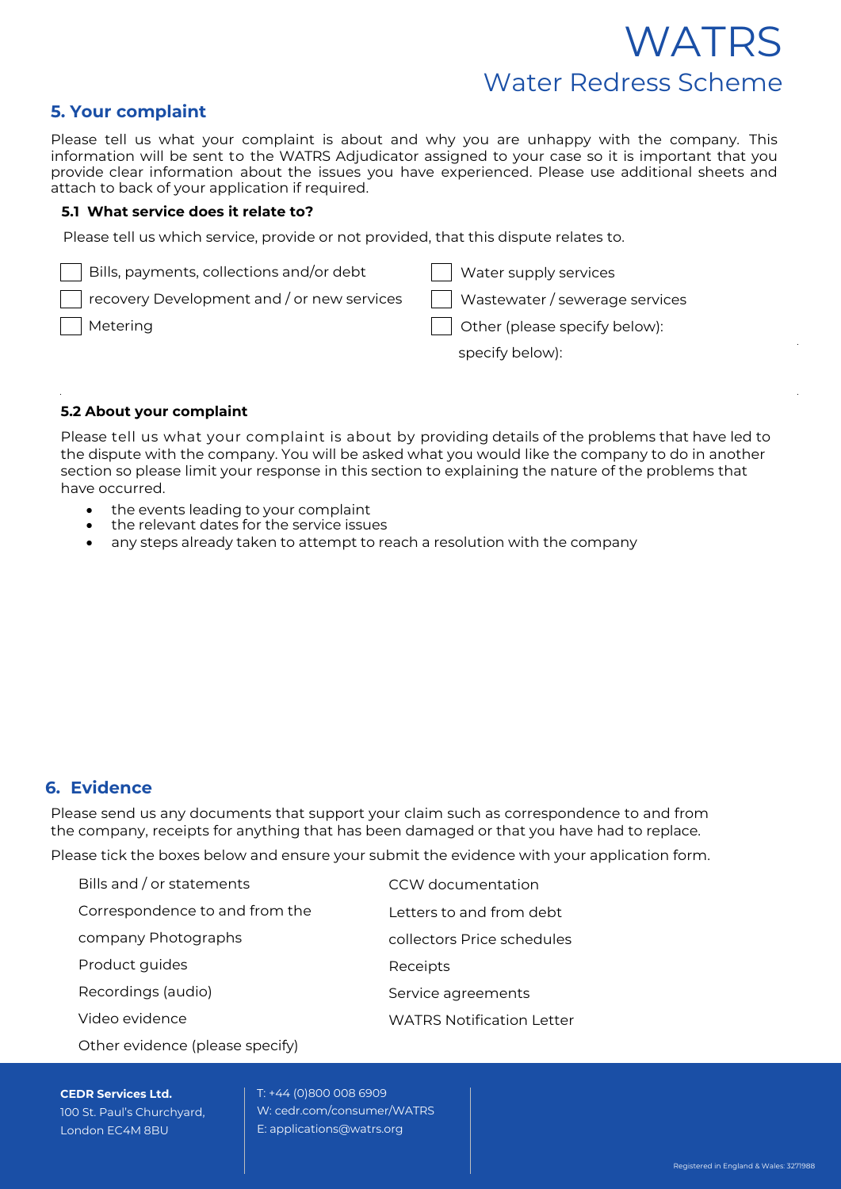# WATRS
## Water Redress Scheme

## 5. Your complaint

Please tell us what your complaint is about and why you are unhappy with the company. This information will be sent to the WATRS Adjudicator assigned to your case so it is important that you provide clear information about the issues you have experienced. Please use additional sheets and attach to back of your application if required.

### 5.1 What service does it relate to?

Please tell us which service, provide or not provided, that this dispute relates to.

- [ ] Bills, payments, collections and/or debt recovery
- [ ] Development and / or new services
- [ ] Metering
- [ ] Water supply services
- [ ] Wastewater / sewerage services
- [ ] Other (please specify below):

specify below):

### 5.2 About your complaint

Please tell us what your complaint is about by providing details of the problems that have led to the dispute with the company. You will be asked what you would like the company to do in another section so please limit your response in this section to explaining the nature of the problems that have occurred.

- the events leading to your complaint
- the relevant dates for the service issues
- any steps already taken to attempt to reach a resolution with the company

## 6. Evidence

Please send us any documents that support your claim such as correspondence to and from the company, receipts for anything that has been damaged or that you have had to replace.

Please tick the boxes below and ensure your submit the evidence with your application form.

- Bills and / or statements
- Correspondence to and from the company
- Photographs
- Product guides
- Recordings (audio)
- Video evidence
- Other evidence (please specify)
- CCW documentation
- Letters to and from debt collectors
- Price schedules
- Receipts
- Service agreements
- WATRS Notification Letter

**CEDR Services Ltd.**
100 St. Paul's Churchyard,
London EC4M 8BU

T: +44 (0)800 008 6909
W: cedr.com/consumer/WATRS
E: applications@watrs.org

Registered in England & Wales: 3271988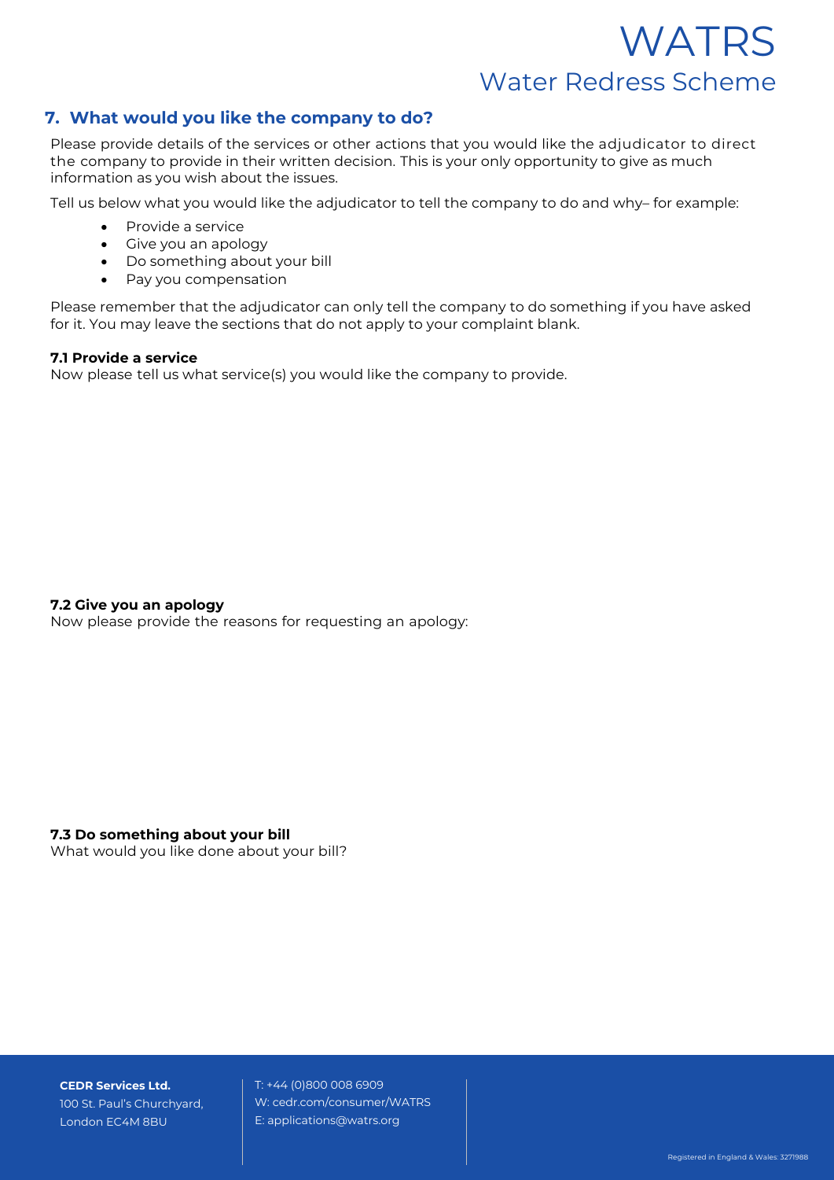## 7. What would you like the company to do?

Please provide details of the services or other actions that you would like the adjudicator to direct the company to provide in their written decision. This is your only opportunity to give as much information as you wish about the issues.

Tell us below what you would like the adjudicator to tell the company to do and why– for example:

- Provide a service
- Give you an apology
- Do something about your bill
- Pay you compensation

Please remember that the adjudicator can only tell the company to do something if you have asked for it. You may leave the sections that do not apply to your complaint blank.

**7.1 Provide a service**
Now please tell us what service(s) you would like the company to provide.

**7.2 Give you an apology**
Now please provide the reasons for requesting an apology:

**7.3 Do something about your bill**
What would you like done about your bill?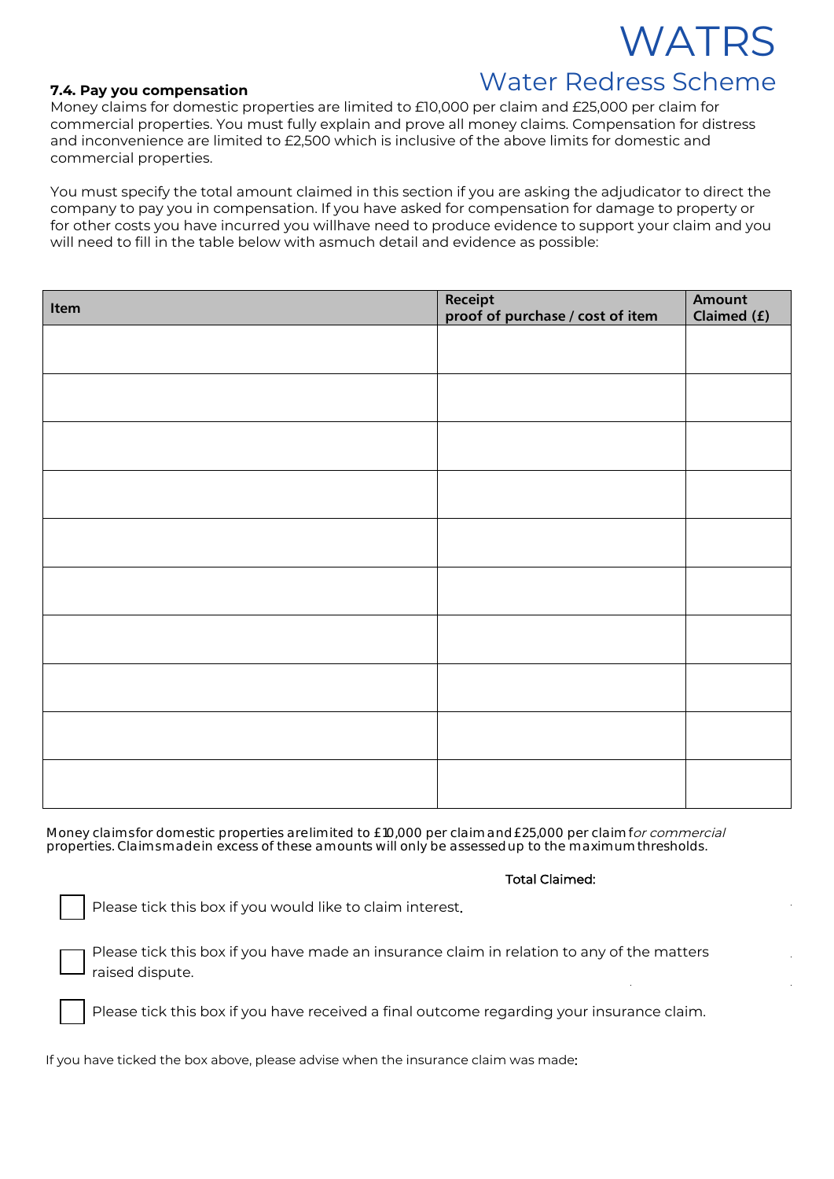### 7.4. Pay you compensation

Money claims for domestic properties are limited to £10,000 per claim and £25,000 per claim for commercial properties. You must fully explain and prove all money claims. Compensation for distress and inconvenience are limited to £2,500 which is inclusive of the above limits for domestic and commercial properties.

You must specify the total amount claimed in this section if you are asking the adjudicator to direct the company to pay you in compensation. If you have asked for compensation for damage to property or for other costs you have incurred you willhave need to produce evidence to support your claim and you will need to fill in the table below with asmuch detail and evidence as possible:

| Item | Receipt proof of purchase / cost of item | Amount Claimed (£) |
|---|---|---|
| | | |
| | | |
| | | |
| | | |
| | | |
| | | |
| | | |
| | | |
| | | |
| | | |

Money claimsfor domestic properties arelimited to £10,000 per claim and £25,000 per claim f*or commercial* properties. Claimsmadein excess of these amounts will only be assessedup to the maximum thresholds.

Total Claimed:

☐ Please tick this box if you would like to claim interest.

☐ Please tick this box if you have made an insurance claim in relation to any of the matters raised dispute.

☐ Please tick this box if you have received a final outcome regarding your insurance claim.

If you have ticked the box above, please advise when the insurance claim was made: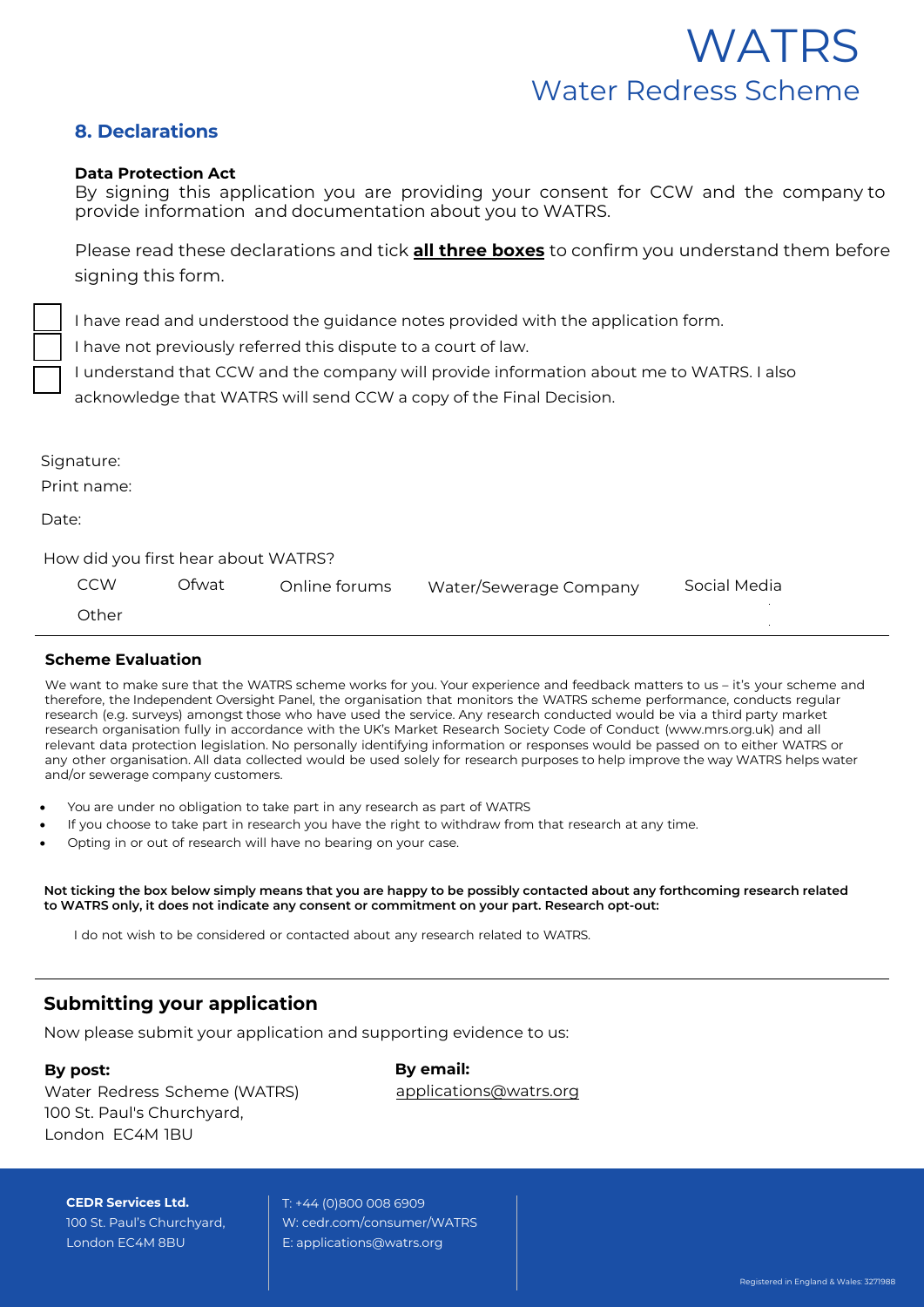# WATRS
## Water Redress Scheme

### 8. Declarations

**Data Protection Act**

By signing this application you are providing your consent for CCW and the company to provide information and documentation about you to WATRS.

Please read these declarations and tick **all three boxes** to confirm you understand them before signing this form.

- ☐ I have read and understood the guidance notes provided with the application form.
- ☐ I have not previously referred this dispute to a court of law.
- ☐ I understand that CCW and the company will provide information about me to WATRS. I also acknowledge that WATRS will send CCW a copy of the Final Decision.

Signature:

Print name:

Date:

How did you first hear about WATRS?

CCW Ofwat Online forums Water/Sewerage Company Social Media

Other

**Scheme Evaluation**

We want to make sure that the WATRS scheme works for you. Your experience and feedback matters to us – it's your scheme and therefore, the Independent Oversight Panel, the organisation that monitors the WATRS scheme performance, conducts regular research (e.g. surveys) amongst those who have used the service. Any research conducted would be via a third party market research organisation fully in accordance with the UK's Market Research Society Code of Conduct (www.mrs.org.uk) and all relevant data protection legislation. No personally identifying information or responses would be passed on to either WATRS or any other organisation. All data collected would be used solely for research purposes to help improve the way WATRS helps water and/or sewerage company customers.

- You are under no obligation to take part in any research as part of WATRS
- If you choose to take part in research you have the right to withdraw from that research at any time.
- Opting in or out of research will have no bearing on your case.

**Not ticking the box below simply means that you are happy to be possibly contacted about any forthcoming research related to WATRS only, it does not indicate any consent or commitment on your part. Research opt-out:**

I do not wish to be considered or contacted about any research related to WATRS.

## Submitting your application

Now please submit your application and supporting evidence to us:

**By post:**
Water Redress Scheme (WATRS)
100 St. Paul's Churchyard,
London EC4M 1BU

**By email:**
applications@watrs.org

**CEDR Services Ltd.**
100 St. Paul's Churchyard,
London EC4M 8BU

T: +44 (0)800 008 6909
W: cedr.com/consumer/WATRS
E: applications@watrs.org

Registered in England & Wales: 3271988